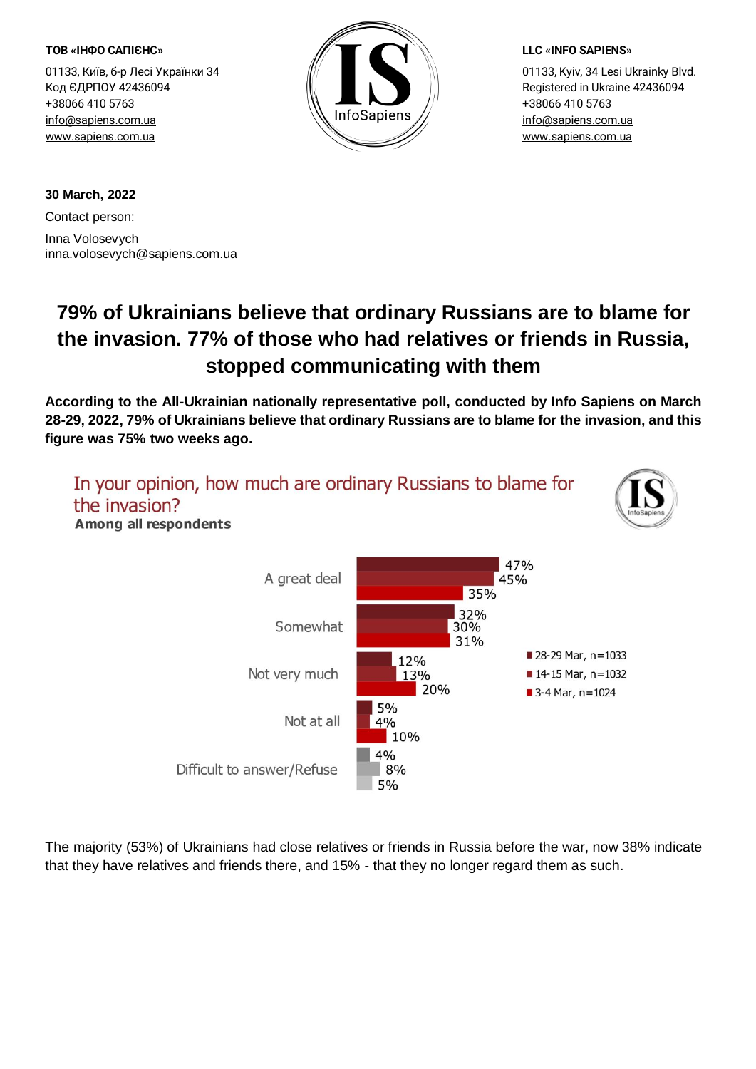**ТОВ «ІНФО САПІЄНС»**

01133, Київ, б-р Лесі Українки 34
Код ЄДРПОУ 42436094
+38066 410 5763
info@sapiens.com.ua
www.sapiens.com.ua

**LLC «INFO SAPIENS»**

01133, Kyiv, 34 Lesi Ukrainky Blvd.
Registered in Ukraine 42436094
+38066 410 5763
info@sapiens.com.ua
www.sapiens.com.ua

**30 March, 2022**

Contact person:

Inna Volosevych
inna.volosevych@sapiens.com.ua

# 79% of Ukrainians believe that ordinary Russians are to blame for the invasion. 77% of those who had relatives or friends in Russia, stopped communicating with them

**According to the All-Ukrainian nationally representative poll, conducted by Info Sapiens on March 28-29, 2022, 79% of Ukrainians believe that ordinary Russians are to blame for the invasion, and this figure was 75% two weeks ago.**

In your opinion, how much are ordinary Russians to blame for the invasion?
**Among all respondents**

| | 28-29 Mar, n=1033 | 14-15 Mar, n=1032 | 3-4 Mar, n=1024 |
|---|---|---|---|
| A great deal | 47% | 45% | 35% |
| Somewhat | 32% | 30% | 31% |
| Not very much | 12% | 13% | 20% |
| Not at all | 5% | 4% | 10% |
| Difficult to answer/Refuse | 4% | 8% | 5% |

The majority (53%) of Ukrainians had close relatives or friends in Russia before the war, now 38% indicate that they have relatives and friends there, and 15% - that they no longer regard them as such.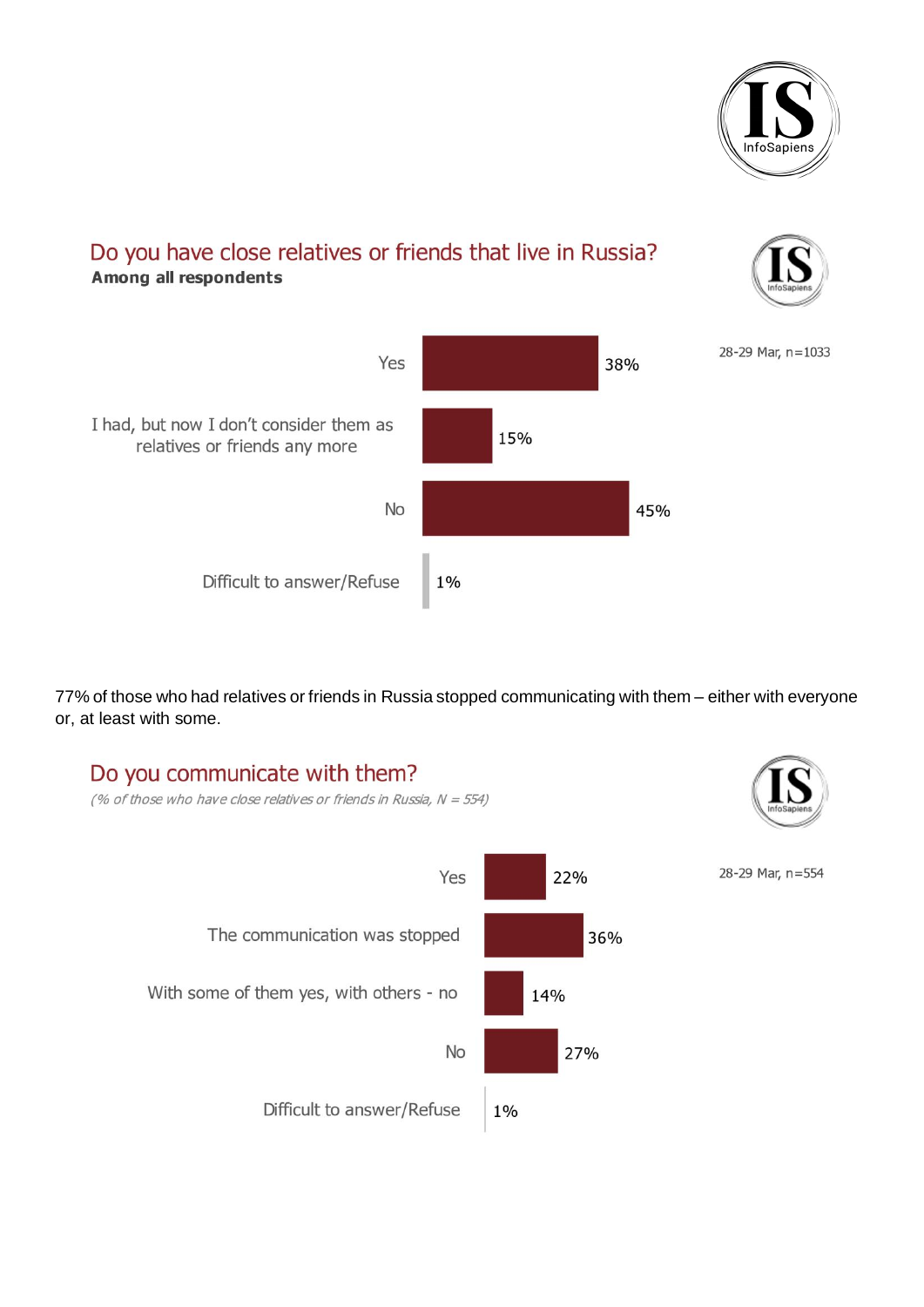## Do you have close relatives or friends that live in Russia?

**Among all respondents**

28-29 Mar, n=1033

| Answer | % |
|---|---|
| Yes | 38% |
| I had, but now I don't consider them as relatives or friends any more | 15% |
| No | 45% |
| Difficult to answer/Refuse | 1% |

77% of those who had relatives or friends in Russia stopped communicating with them – either with everyone or, at least with some.

## Do you communicate with them?

*(% of those who have close relatives or friends in Russia, N = 554)*

28-29 Mar, n=554

| Answer | % |
|---|---|
| Yes | 22% |
| The communication was stopped | 36% |
| With some of them yes, with others - no | 14% |
| No | 27% |
| Difficult to answer/Refuse | 1% |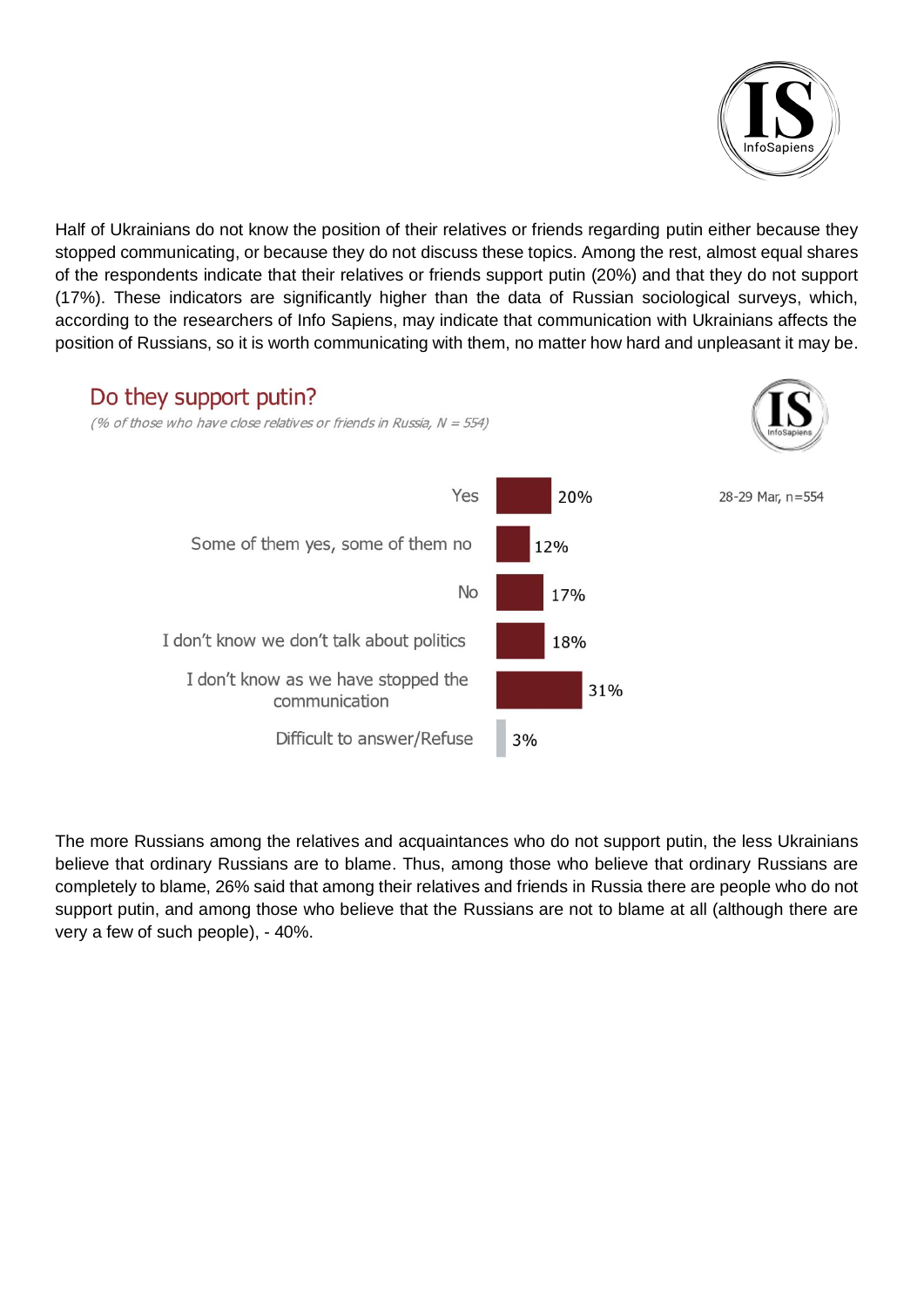Half of Ukrainians do not know the position of their relatives or friends regarding putin either because they stopped communicating, or because they do not discuss these topics. Among the rest, almost equal shares of the respondents indicate that their relatives or friends support putin (20%) and that they do not support (17%). These indicators are significantly higher than the data of Russian sociological surveys, which, according to the researchers of Info Sapiens, may indicate that communication with Ukrainians affects the position of Russians, so it is worth communicating with them, no matter how hard and unpleasant it may be.

## Do they support putin?

*(% of those who have close relatives or friends in Russia, N = 554)*

28-29 Mar, n=554

| Answer | % |
|---|---|
| Yes | 20% |
| Some of them yes, some of them no | 12% |
| No | 17% |
| I don't know we don't talk about politics | 18% |
| I don't know as we have stopped the communication | 31% |
| Difficult to answer/Refuse | 3% |

The more Russians among the relatives and acquaintances who do not support putin, the less Ukrainians believe that ordinary Russians are to blame. Thus, among those who believe that ordinary Russians are completely to blame, 26% said that among their relatives and friends in Russia there are people who do not support putin, and among those who believe that the Russians are not to blame at all (although there are very a few of such people), - 40%.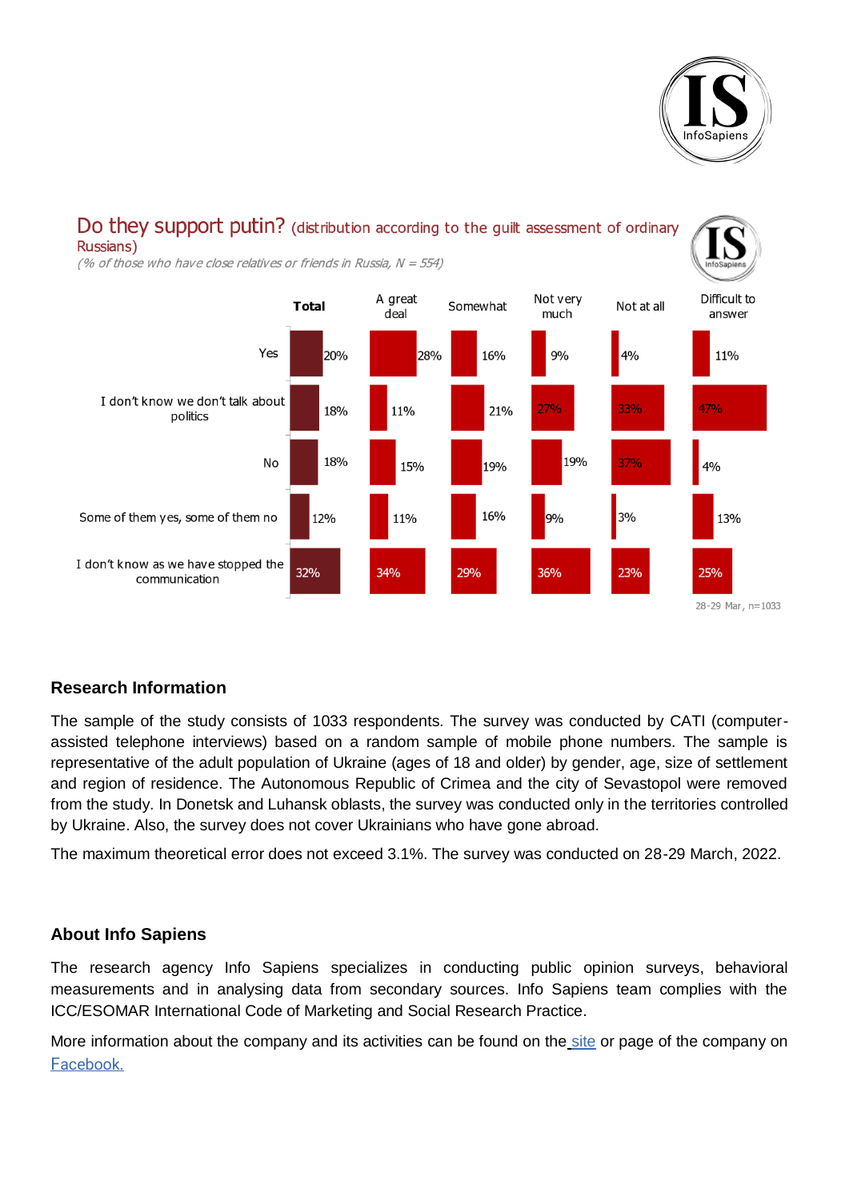Do they support putin? (distribution according to the guilt assessment of ordinary Russians)

*(% of those who have close relatives or friends in Russia, N = 554)*

Total
A great deal
Somewhat
Not very much
Not at all
Difficult to answer

Yes
20%
28%
16%
9%
4%
11%

I don't know we don't talk about politics
18%
11%
21%
27%
33%
47%

No
18%
15%
19%
19%
37%
4%

Some of them yes, some of them no
12%
11%
16%
9%
3%
13%

I don't know as we have stopped the communication
32%
34%
29%
36%
23%
25%

28-29 Mar, n=1033

### Research Information

The sample of the study consists of 1033 respondents. The survey was conducted by CATI (computer-assisted telephone interviews) based on a random sample of mobile phone numbers. The sample is representative of the adult population of Ukraine (ages of 18 and older) by gender, age, size of settlement and region of residence. The Autonomous Republic of Crimea and the city of Sevastopol were removed from the study. In Donetsk and Luhansk oblasts, the survey was conducted only in the territories controlled by Ukraine. Also, the survey does not cover Ukrainians who have gone abroad.

The maximum theoretical error does not exceed 3.1%. The survey was conducted on 28-29 March, 2022.

### About Info Sapiens

The research agency Info Sapiens specializes in conducting public opinion surveys, behavioral measurements and in analysing data from secondary sources. Info Sapiens team complies with the ICC/ESOMAR International Code of Marketing and Social Research Practice.

More information about the company and its activities can be found on the site or page of the company on Facebook.